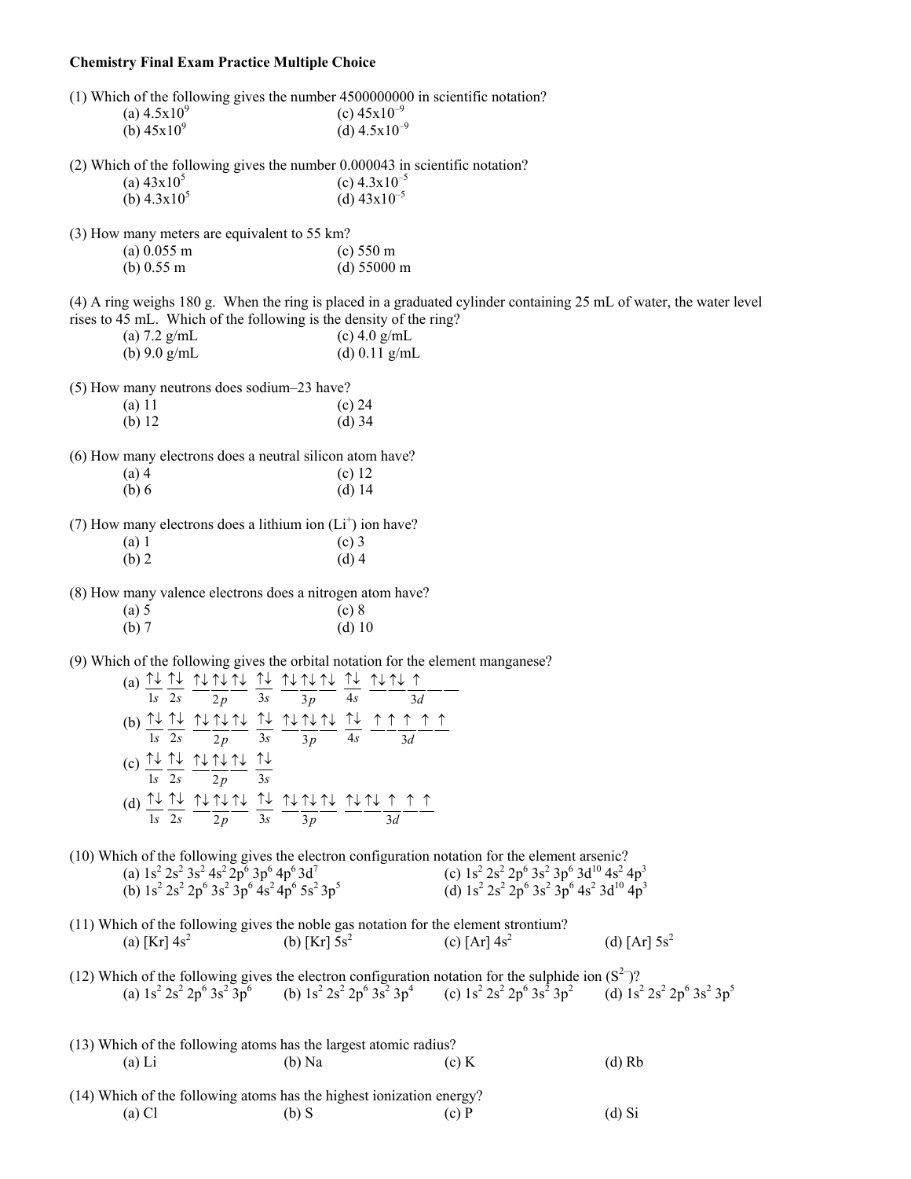**Chemistry Final Exam Practice Multiple Choice**

(1) Which of the following gives the number 4500000000 in scientific notation?

(a) $4.5x10^{9}$ (c) $45x10^{-9}$
(b) $45x10^{9}$ (d) $4.5x10^{-9}$

(2) Which of the following gives the number 0.000043 in scientific notation?

(a) $43x10^{5}$ (c) $4.3x10^{-5}$
(b) $4.3x10^{5}$ (d) $43x10^{-5}$

(3) How many meters are equivalent to 55 km?

(a) 0.055 m (c) 550 m
(b) 0.55 m (d) 55000 m

(4) A ring weighs 180 g. When the ring is placed in a graduated cylinder containing 25 mL of water, the water level rises to 45 mL. Which of the following is the density of the ring?

(a) 7.2 g/mL (c) 4.0 g/mL
(b) 9.0 g/mL (d) 0.11 g/mL

(5) How many neutrons does sodium–23 have?

(a) 11 (c) 24
(b) 12 (d) 34

(6) How many electrons does a neutral silicon atom have?

(a) 4 (c) 12
(b) 6 (d) 14

(7) How many electrons does a lithium ion ($Li^{+}$) ion have?

(a) 1 (c) 3
(b) 2 (d) 4

(8) How many valence electrons does a nitrogen atom have?

(a) 5 (c) 8
(b) 7 (d) 10

(9) Which of the following gives the orbital notation for the element manganese?

(a) 1s: ↑↓ 2s: ↑↓ 2p: ↑↓ ↑↓ ↑↓ 3s: ↑↓ 3p: ↑↓ ↑↓ ↑↓ 4s: ↑↓ 3d: ↑↓ ↑↓ ↑ __ __
(b) 1s: ↑↓ 2s: ↑↓ 2p: ↑↓ ↑↓ ↑↓ 3s: ↑↓ 3p: ↑↓ ↑↓ ↑↓ 4s: ↑↓ 3d: ↑ ↑ ↑ ↑ ↑
(c) 1s: ↑↓ 2s: ↑↓ 2p: ↑↓ ↑↓ ↑↓ 3s: ↑↓
(d) 1s: ↑↓ 2s: ↑↓ 2p: ↑↓ ↑↓ ↑↓ 3s: ↑↓ 3p: ↑↓ ↑↓ ↑↓ 3d: ↑↓ ↑↓ ↑ ↑ ↑

(10) Which of the following gives the electron configuration notation for the element arsenic?

(a) $1s^2\ 2s^2\ 3s^2\ 4s^2\ 2p^6\ 3p^6\ 4p^6\ 3d^7$ (c) $1s^2\ 2s^2\ 2p^6\ 3s^2\ 3p^6\ 3d^{10}\ 4s^2\ 4p^3$
(b) $1s^2\ 2s^2\ 2p^6\ 3s^2\ 3p^6\ 4s^2\ 4p^6\ 5s^2\ 3p^5$ (d) $1s^2\ 2s^2\ 2p^6\ 3s^2\ 3p^6\ 4s^2\ 3d^{10}\ 4p^3$

(11) Which of the following gives the noble gas notation for the element strontium?

(a) [Kr] $4s^2$ (b) [Kr] $5s^2$ (c) [Ar] $4s^2$ (d) [Ar] $5s^2$

(12) Which of the following gives the electron configuration notation for the sulphide ion ($S^{2-}$)?

(a) $1s^2\ 2s^2\ 2p^6\ 3s^2\ 3p^6$ (b) $1s^2\ 2s^2\ 2p^6\ 3s^2\ 3p^4$ (c) $1s^2\ 2s^2\ 2p^6\ 3s^2\ 3p^2$ (d) $1s^2\ 2s^2\ 2p^6\ 3s^2\ 3p^5$

(13) Which of the following atoms has the largest atomic radius?

(a) Li (b) Na (c) K (d) Rb

(14) Which of the following atoms has the highest ionization energy?

(a) Cl (b) S (c) P (d) Si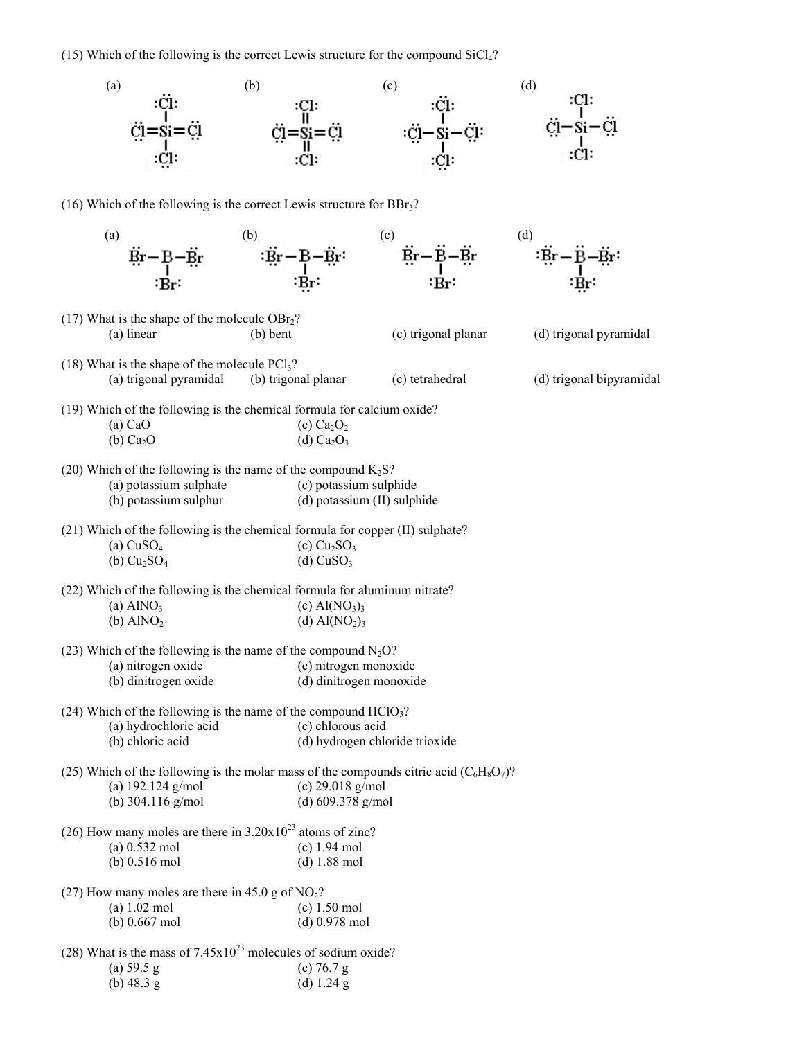(15) Which of the following is the correct Lewis structure for the compound $SiCl_4$?

(a) (b) (c) (d)

(16) Which of the following is the correct Lewis structure for $BBr_3$?

(a) (b) (c) (d)

(17) What is the shape of the molecule $OBr_2$?
(a) linear (b) bent (c) trigonal planar (d) trigonal pyramidal

(18) What is the shape of the molecule $PCl_3$?
(a) trigonal pyramidal (b) trigonal planar (c) tetrahedral (d) trigonal bipyramidal

(19) Which of the following is the chemical formula for calcium oxide?
(a) $CaO$ (c) $Ca_2O_2$
(b) $Ca_2O$ (d) $Ca_2O_3$

(20) Which of the following is the name of the compound $K_2S$?
(a) potassium sulphate (c) potassium sulphide
(b) potassium sulphur (d) potassium (II) sulphide

(21) Which of the following is the chemical formula for copper (II) sulphate?
(a) $CuSO_4$ (c) $Cu_2SO_3$
(b) $Cu_2SO_4$ (d) $CuSO_3$

(22) Which of the following is the chemical formula for aluminum nitrate?
(a) $AlNO_3$ (c) $Al(NO_3)_3$
(b) $AlNO_2$ (d) $Al(NO_2)_3$

(23) Which of the following is the name of the compound $N_2O$?
(a) nitrogen oxide (c) nitrogen monoxide
(b) dinitrogen oxide (d) dinitrogen monoxide

(24) Which of the following is the name of the compound $HClO_3$?
(a) hydrochloric acid (c) chlorous acid
(b) chloric acid (d) hydrogen chloride trioxide

(25) Which of the following is the molar mass of the compounds citric acid ($C_6H_8O_7$)?
(a) 192.124 g/mol (c) 29.018 g/mol
(b) 304.116 g/mol (d) 609.378 g/mol

(26) How many moles are there in $3.20 \times 10^{23}$ atoms of zinc?
(a) 0.532 mol (c) 1.94 mol
(b) 0.516 mol (d) 1.88 mol

(27) How many moles are there in 45.0 g of $NO_2$?
(a) 1.02 mol (c) 1.50 mol
(b) 0.667 mol (d) 0.978 mol

(28) What is the mass of $7.45 \times 10^{23}$ molecules of sodium oxide?
(a) 59.5 g (c) 76.7 g
(b) 48.3 g (d) 1.24 g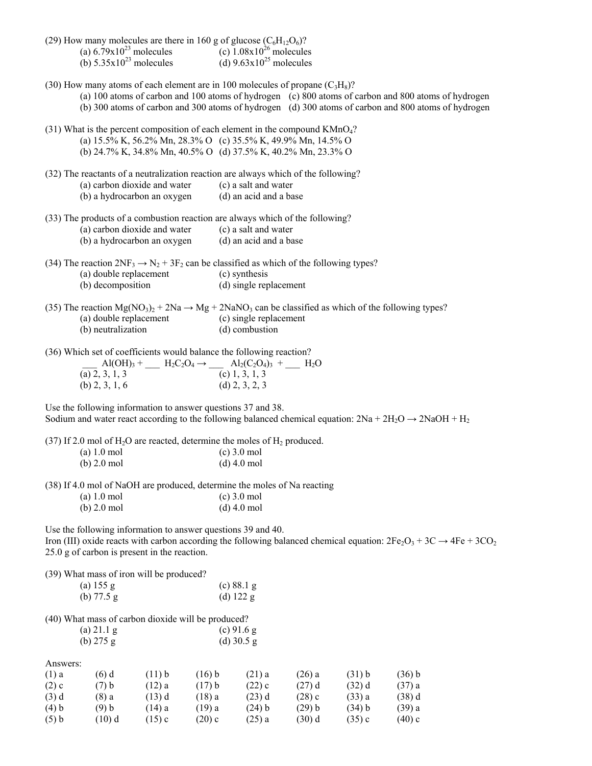(29) How many molecules are there in 160 g of glucose ($C_6H_{12}O_6$)?

(a) $6.79 \times 10^{23}$ molecules (c) $1.08 \times 10^{26}$ molecules
(b) $5.35 \times 10^{23}$ molecules (d) $9.63 \times 10^{25}$ molecules

(30) How many atoms of each element are in 100 molecules of propane ($C_3H_8$)?

(a) 100 atoms of carbon and 100 atoms of hydrogen (c) 800 atoms of carbon and 800 atoms of hydrogen
(b) 300 atoms of carbon and 300 atoms of hydrogen (d) 300 atoms of carbon and 800 atoms of hydrogen

(31) What is the percent composition of each element in the compound $KMnO_4$?

(a) 15.5% K, 56.2% Mn, 28.3% O (c) 35.5% K, 49.9% Mn, 14.5% O
(b) 24.7% K, 34.8% Mn, 40.5% O (d) 37.5% K, 40.2% Mn, 23.3% O

(32) The reactants of a neutralization reaction are always which of the following?

(a) carbon dioxide and water (c) a salt and water
(b) a hydrocarbon an oxygen (d) an acid and a base

(33) The products of a combustion reaction are always which of the following?

(a) carbon dioxide and water (c) a salt and water
(b) a hydrocarbon an oxygen (d) an acid and a base

(34) The reaction $2NF_3 \rightarrow N_2 + 3F_2$ can be classified as which of the following types?

(a) double replacement (c) synthesis
(b) decomposition (d) single replacement

(35) The reaction $Mg(NO_3)_2 + 2Na \rightarrow Mg + 2NaNO_3$ can be classified as which of the following types?

(a) double replacement (c) single replacement
(b) neutralization (d) combustion

(36) Which set of coefficients would balance the following reaction?

___ $Al(OH)_3$ + ___ $H_2C_2O_4$ $\rightarrow$ ___ $Al_2(C_2O_4)_3$ + ___ $H_2O$

(a) 2, 3, 1, 3 (c) 1, 3, 1, 3
(b) 2, 3, 1, 6 (d) 2, 3, 2, 3

Use the following information to answer questions 37 and 38.
Sodium and water react according to the following balanced chemical equation: $2Na + 2H_2O \rightarrow 2NaOH + H_2$

(37) If 2.0 mol of $H_2O$ are reacted, determine the moles of $H_2$ produced.

(a) 1.0 mol (c) 3.0 mol
(b) 2.0 mol (d) 4.0 mol

(38) If 4.0 mol of NaOH are produced, determine the moles of Na reacting

(a) 1.0 mol (c) 3.0 mol
(b) 2.0 mol (d) 4.0 mol

Use the following information to answer questions 39 and 40.
Iron (III) oxide reacts with carbon according the following balanced chemical equation: $2Fe_2O_3 + 3C \rightarrow 4Fe + 3CO_2$
25.0 g of carbon is present in the reaction.

(39) What mass of iron will be produced?

(a) 155 g (c) 88.1 g
(b) 77.5 g (d) 122 g

(40) What mass of carbon dioxide will be produced?

(a) 21.1 g (c) 91.6 g
(b) 275 g (d) 30.5 g

Answers:

| | | | | | | | |
|---|---|---|---|---|---|---|---|
| (1) a | (6) d | (11) b | (16) b | (21) a | (26) a | (31) b | (36) b |
| (2) c | (7) b | (12) a | (17) b | (22) c | (27) d | (32) d | (37) a |
| (3) d | (8) a | (13) d | (18) a | (23) d | (28) c | (33) a | (38) d |
| (4) b | (9) b | (14) a | (19) a | (24) b | (29) b | (34) b | (39) a |
| (5) b | (10) d | (15) c | (20) c | (25) a | (30) d | (35) c | (40) c |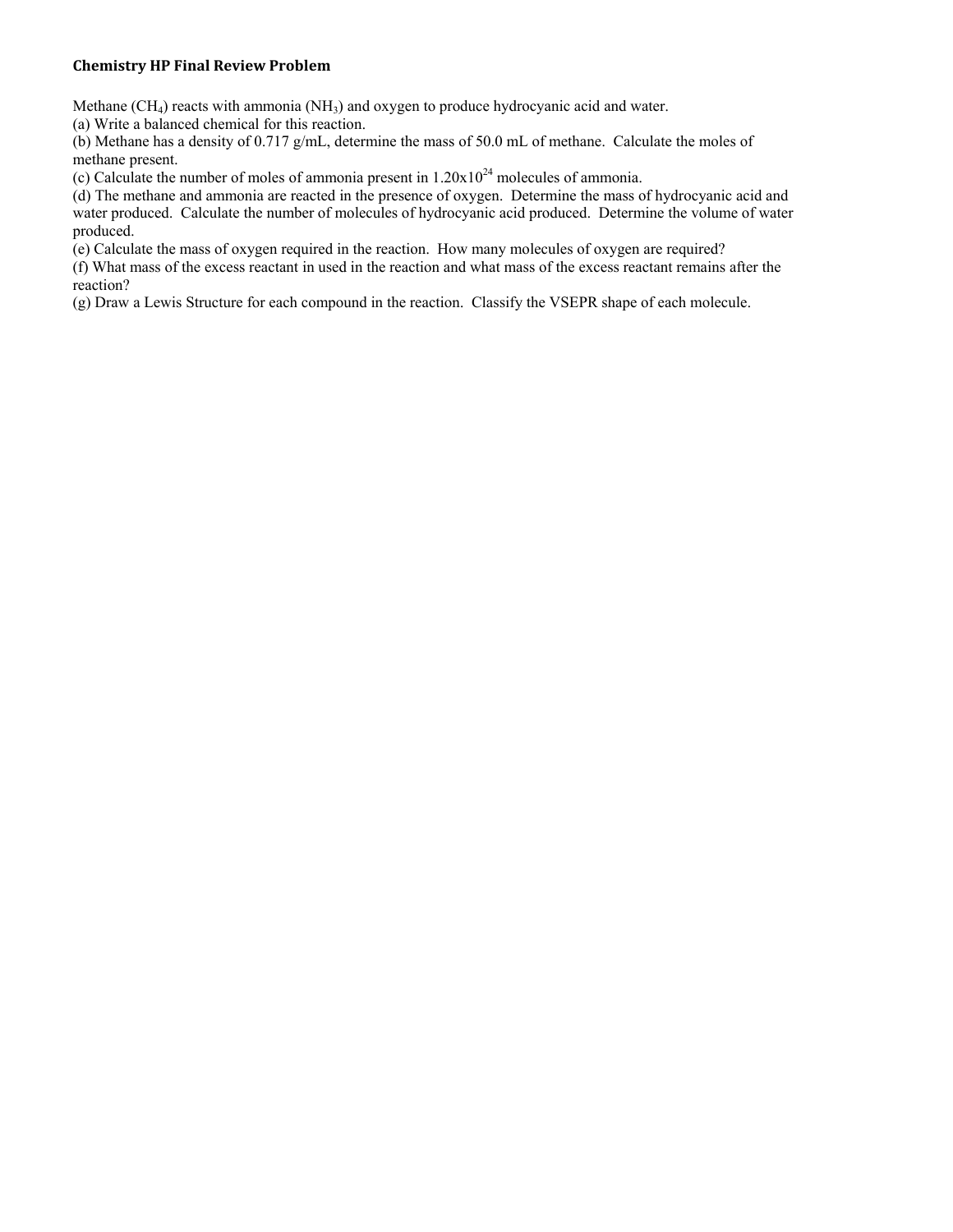**Chemistry HP Final Review Problem**

Methane ($CH_4$) reacts with ammonia ($NH_3$) and oxygen to produce hydrocyanic acid and water.

(a) Write a balanced chemical for this reaction.

(b) Methane has a density of 0.717 g/mL, determine the mass of 50.0 mL of methane. Calculate the moles of methane present.

(c) Calculate the number of moles of ammonia present in $1.20 \times 10^{24}$ molecules of ammonia.

(d) The methane and ammonia are reacted in the presence of oxygen. Determine the mass of hydrocyanic acid and water produced. Calculate the number of molecules of hydrocyanic acid produced. Determine the volume of water produced.

(e) Calculate the mass of oxygen required in the reaction. How many molecules of oxygen are required?

(f) What mass of the excess reactant in used in the reaction and what mass of the excess reactant remains after the reaction?

(g) Draw a Lewis Structure for each compound in the reaction. Classify the VSEPR shape of each molecule.